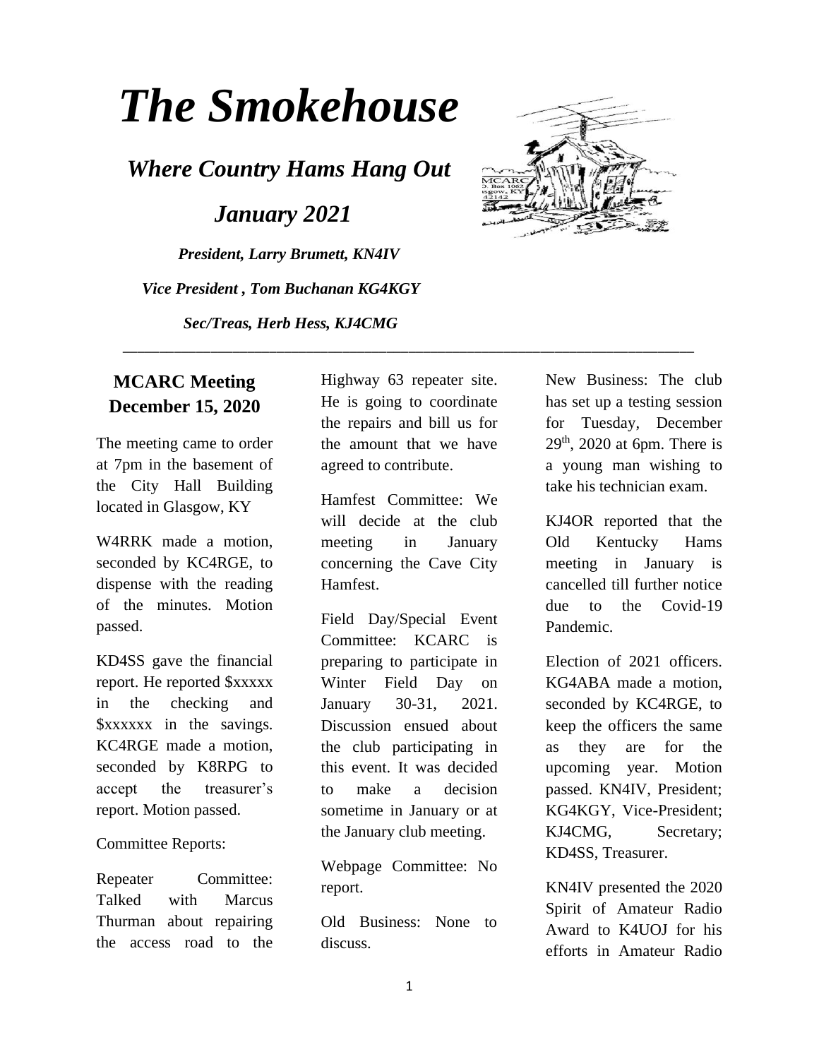# The Smokehouse

## *Where Country Hams Hang Out*

## *January 2021*

***President, Larry Brumett, KN4IV***

***Vice President , Tom Buchanan KG4KGY***

***Sec/Treas, Herb Hess, KJ4CMG***

---

## MCARC Meeting December 15, 2020

The meeting came to order at 7pm in the basement of the City Hall Building located in Glasgow, KY

W4RRK made a motion, seconded by KC4RGE, to dispense with the reading of the minutes. Motion passed.

KD4SS gave the financial report. He reported $xxxxx in the checking and $xxxxxx in the savings. KC4RGE made a motion, seconded by K8RPG to accept the treasurer's report. Motion passed.

Committee Reports:

Repeater Committee: Talked with Marcus Thurman about repairing the access road to the Highway 63 repeater site. He is going to coordinate the repairs and bill us for the amount that we have agreed to contribute.

Hamfest Committee: We will decide at the club meeting in January concerning the Cave City Hamfest.

Field Day/Special Event Committee: KCARC is preparing to participate in Winter Field Day on January 30-31, 2021. Discussion ensued about the club participating in this event. It was decided to make a decision sometime in January or at the January club meeting.

Webpage Committee: No report.

Old Business: None to discuss.

New Business: The club has set up a testing session for Tuesday, December 29th, 2020 at 6pm. There is a young man wishing to take his technician exam.

KJ4OR reported that the Old Kentucky Hams meeting in January is cancelled till further notice due to the Covid-19 Pandemic.

Election of 2021 officers. KG4ABA made a motion, seconded by KC4RGE, to keep the officers the same as they are for the upcoming year. Motion passed. KN4IV, President; KG4KGY, Vice-President; KJ4CMG, Secretary; KD4SS, Treasurer.

KN4IV presented the 2020 Spirit of Amateur Radio Award to K4UOJ for his efforts in Amateur Radio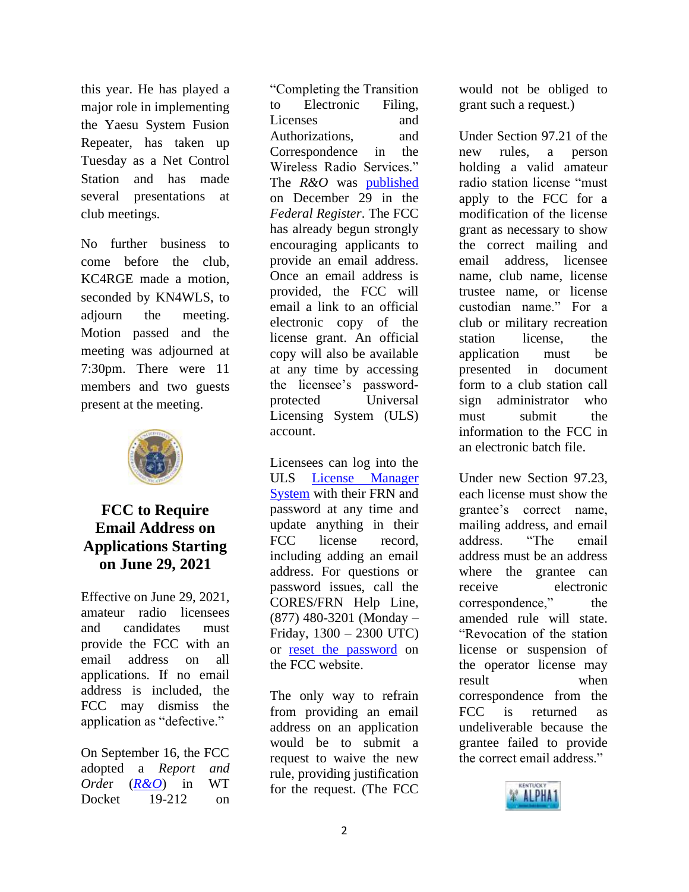this year. He has played a major role in implementing the Yaesu System Fusion Repeater, has taken up Tuesday as a Net Control Station and has made several presentations at club meetings.

No further business to come before the club, KC4RGE made a motion, seconded by KN4WLS, to adjourn the meeting. Motion passed and the meeting was adjourned at 7:30pm. There were 11 members and two guests present at the meeting.

## FCC to Require Email Address on Applications Starting on June 29, 2021

Effective on June 29, 2021, amateur radio licensees and candidates must provide the FCC with an email address on all applications. If no email address is included, the FCC may dismiss the application as "defective."

On September 16, the FCC adopted a *Report and Order* (*R&O*) in WT Docket 19-212 on "Completing the Transition to Electronic Filing, Licenses and Authorizations, and Correspondence in the Wireless Radio Services." The *R&O* was published on December 29 in the *Federal Register*. The FCC has already begun strongly encouraging applicants to provide an email address. Once an email address is provided, the FCC will email a link to an official electronic copy of the license grant. An official copy will also be available at any time by accessing the licensee's password-protected Universal Licensing System (ULS) account.

Licensees can log into the ULS License Manager System with their FRN and password at any time and update anything in their FCC license record, including adding an email address. For questions or password issues, call the CORES/FRN Help Line, (877) 480-3201 (Monday – Friday, 1300 – 2300 UTC) or reset the password on the FCC website.

The only way to refrain from providing an email address on an application would be to submit a request to waive the new rule, providing justification for the request. (The FCC would not be obliged to grant such a request.)

Under Section 97.21 of the new rules, a person holding a valid amateur radio station license "must apply to the FCC for a modification of the license grant as necessary to show the correct mailing and email address, licensee name, club name, license trustee name, or license custodian name." For a club or military recreation station license, the application must be presented in document form to a club station call sign administrator who must submit the information to the FCC in an electronic batch file.

Under new Section 97.23, each license must show the grantee's correct name, mailing address, and email address. "The email address must be an address where the grantee can receive electronic correspondence," the amended rule will state. "Revocation of the station license or suspension of the operator license may result when correspondence from the FCC is returned as undeliverable because the grantee failed to provide the correct email address."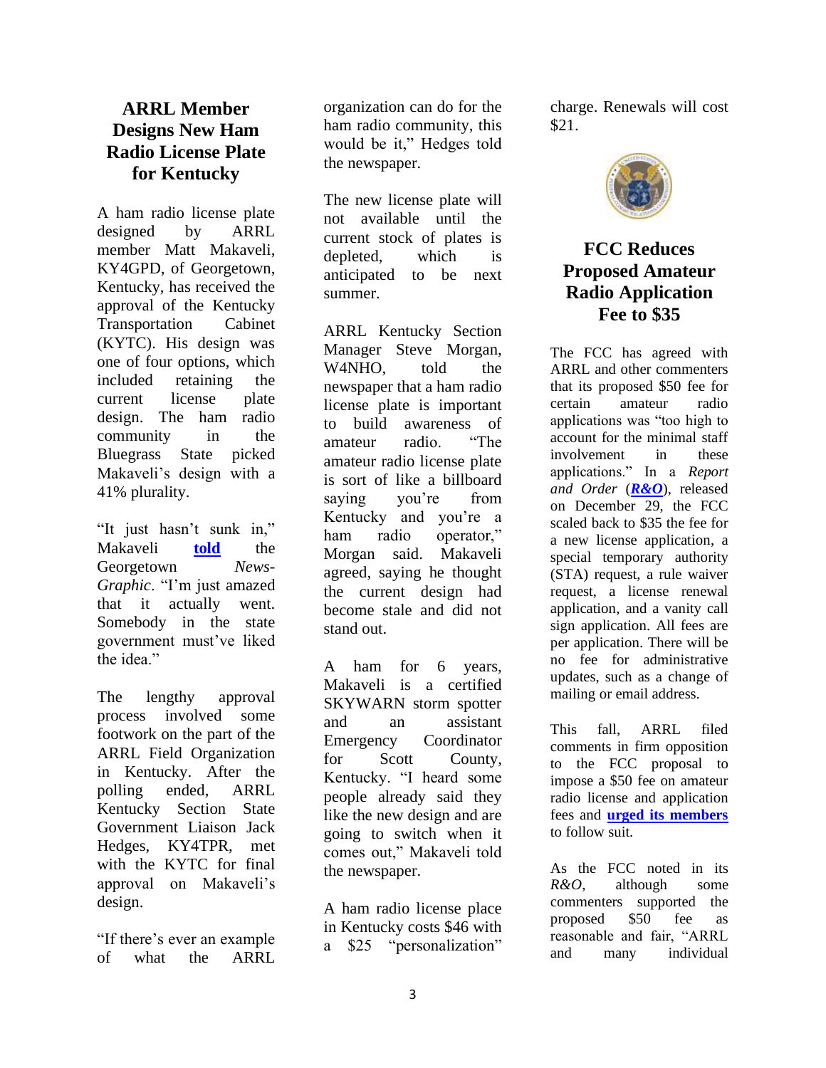## ARRL Member Designs New Ham Radio License Plate for Kentucky

A ham radio license plate designed by ARRL member Matt Makaveli, KY4GPD, of Georgetown, Kentucky, has received the approval of the Kentucky Transportation Cabinet (KYTC). His design was one of four options, which included retaining the current license plate design. The ham radio community in the Bluegrass State picked Makaveli's design with a 41% plurality.

"It just hasn't sunk in," Makaveli **told** the Georgetown *News-Graphic*. "I'm just amazed that it actually went. Somebody in the state government must've liked the idea."

The lengthy approval process involved some footwork on the part of the ARRL Field Organization in Kentucky. After the polling ended, ARRL Kentucky Section State Government Liaison Jack Hedges, KY4TPR, met with the KYTC for final approval on Makaveli's design.

"If there's ever an example of what the ARRL organization can do for the ham radio community, this would be it," Hedges told the newspaper.

The new license plate will not available until the current stock of plates is depleted, which is anticipated to be next summer.

ARRL Kentucky Section Manager Steve Morgan, W4NHO, told the newspaper that a ham radio license plate is important to build awareness of amateur radio. "The amateur radio license plate is sort of like a billboard saying you're from Kentucky and you're a ham radio operator," Morgan said. Makaveli agreed, saying he thought the current design had become stale and did not stand out.

A ham for 6 years, Makaveli is a certified SKYWARN storm spotter and an assistant Emergency Coordinator for Scott County, Kentucky. "I heard some people already said they like the new design and are going to switch when it comes out," Makaveli told the newspaper.

A ham radio license place in Kentucky costs $46 with a $25 "personalization" charge. Renewals will cost $21.

## FCC Reduces Proposed Amateur Radio Application Fee to $35

The FCC has agreed with ARRL and other commenters that its proposed $50 fee for certain amateur radio applications was "too high to account for the minimal staff involvement in these applications." In a *Report and Order* (***R&O***), released on December 29, the FCC scaled back to $35 the fee for a new license application, a special temporary authority (STA) request, a rule waiver request, a license renewal application, and a vanity call sign application. All fees are per application. There will be no fee for administrative updates, such as a change of mailing or email address.

This fall, ARRL filed comments in firm opposition to the FCC proposal to impose a $50 fee on amateur radio license and application fees and **urged its members** to follow suit.

As the FCC noted in its *R&O*, although some commenters supported the proposed $50 fee as reasonable and fair, "ARRL and many individual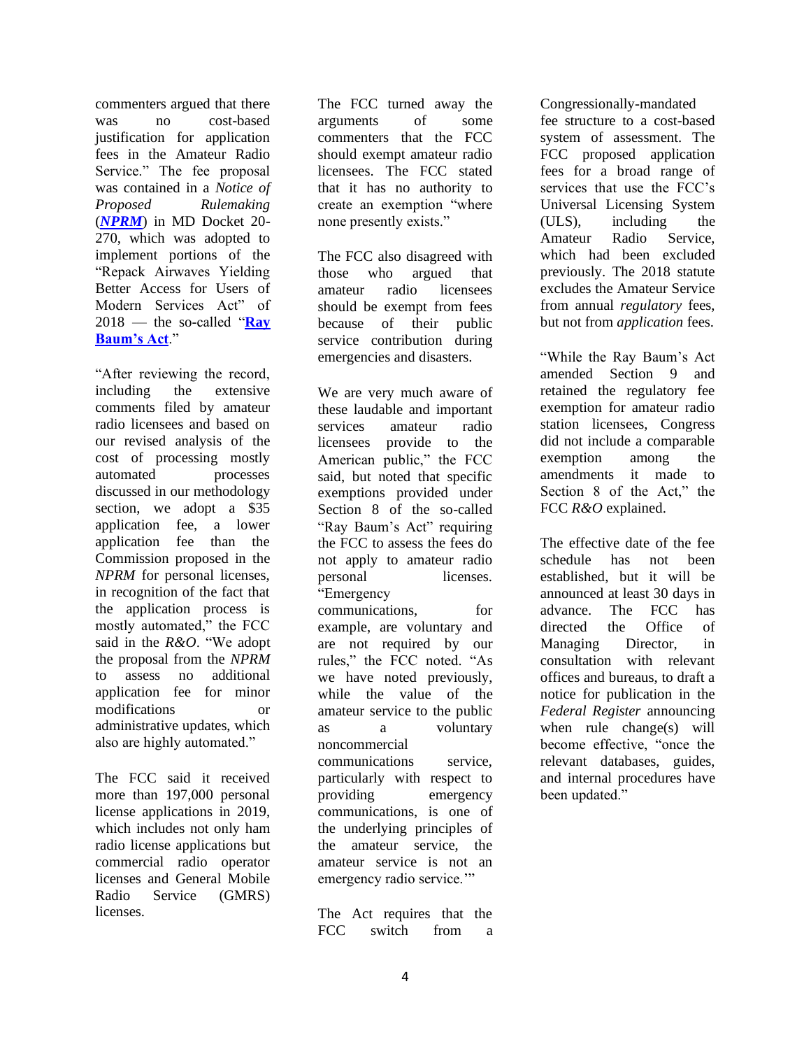commenters argued that there was no cost-based justification for application fees in the Amateur Radio Service." The fee proposal was contained in a *Notice of Proposed Rulemaking* (***NPRM***) in MD Docket 20-270, which was adopted to implement portions of the "Repack Airwaves Yielding Better Access for Users of Modern Services Act" of 2018 — the so-called "**Ray Baum's Act**."

"After reviewing the record, including the extensive comments filed by amateur radio licensees and based on our revised analysis of the cost of processing mostly automated processes discussed in our methodology section, we adopt a $35 application fee, a lower application fee than the Commission proposed in the *NPRM* for personal licenses, in recognition of the fact that the application process is mostly automated," the FCC said in the *R&O*. "We adopt the proposal from the *NPRM* to assess no additional application fee for minor modifications or administrative updates, which also are highly automated."

The FCC said it received more than 197,000 personal license applications in 2019, which includes not only ham radio license applications but commercial radio operator licenses and General Mobile Radio Service (GMRS) licenses.

The FCC turned away the arguments of some commenters that the FCC should exempt amateur radio licensees. The FCC stated that it has no authority to create an exemption "where none presently exists."

The FCC also disagreed with those who argued that amateur radio licensees should be exempt from fees because of their public service contribution during emergencies and disasters.

We are very much aware of these laudable and important services amateur radio licensees provide to the American public," the FCC said, but noted that specific exemptions provided under Section 8 of the so-called "Ray Baum's Act" requiring the FCC to assess the fees do not apply to amateur radio personal licenses. "Emergency communications, for example, are voluntary and are not required by our rules," the FCC noted. "As we have noted previously, while the value of the amateur service to the public as a voluntary noncommercial communications service, particularly with respect to providing emergency communications, is one of the underlying principles of the amateur service, the amateur service is not an emergency radio service.'"

The Act requires that the FCC switch from a Congressionally-mandated fee structure to a cost-based system of assessment. The FCC proposed application fees for a broad range of services that use the FCC's Universal Licensing System (ULS), including the Amateur Radio Service, which had been excluded previously. The 2018 statute excludes the Amateur Service from annual *regulatory* fees, but not from *application* fees.

"While the Ray Baum's Act amended Section 9 and retained the regulatory fee exemption for amateur radio station licensees, Congress did not include a comparable exemption among the amendments it made to Section 8 of the Act," the FCC *R&O* explained.

The effective date of the fee schedule has not been established, but it will be announced at least 30 days in advance. The FCC has directed the Office of Managing Director, in consultation with relevant offices and bureaus, to draft a notice for publication in the *Federal Register* announcing when rule change(s) will become effective, "once the relevant databases, guides, and internal procedures have been updated."